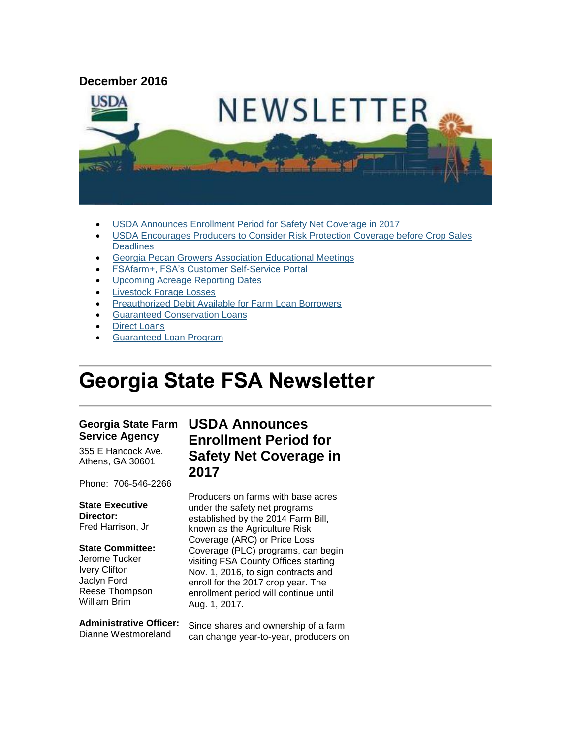**December 2016**

- USDA Announces Enrollment Period for Safety Net Coverage in 2017
- USDA Encourages Producers to Consider Risk Protection Coverage before Crop Sales Deadlines
- Georgia Pecan Growers Association Educational Meetings
- FSAfarm+, FSA's Customer Self-Service Portal
- Upcoming Acreage Reporting Dates
- Livestock Forage Losses
- Preauthorized Debit Available for Farm Loan Borrowers
- Guaranteed Conservation Loans
- Direct Loans
- Guaranteed Loan Program

# Georgia State FSA Newsletter

**Georgia State Farm Service Agency**

355 E Hancock Ave.
Athens, GA 30601

Phone: 706-546-2266

**State Executive Director:**
Fred Harrison, Jr

**State Committee:**
Jerome Tucker
Ivery Clifton
Jaclyn Ford
Reese Thompson
William Brim

**Administrative Officer:**
Dianne Westmoreland

## USDA Announces Enrollment Period for Safety Net Coverage in 2017

Producers on farms with base acres under the safety net programs established by the 2014 Farm Bill, known as the Agriculture Risk Coverage (ARC) or Price Loss Coverage (PLC) programs, can begin visiting FSA County Offices starting Nov. 1, 2016, to sign contracts and enroll for the 2017 crop year. The enrollment period will continue until Aug. 1, 2017.

Since shares and ownership of a farm can change year-to-year, producers on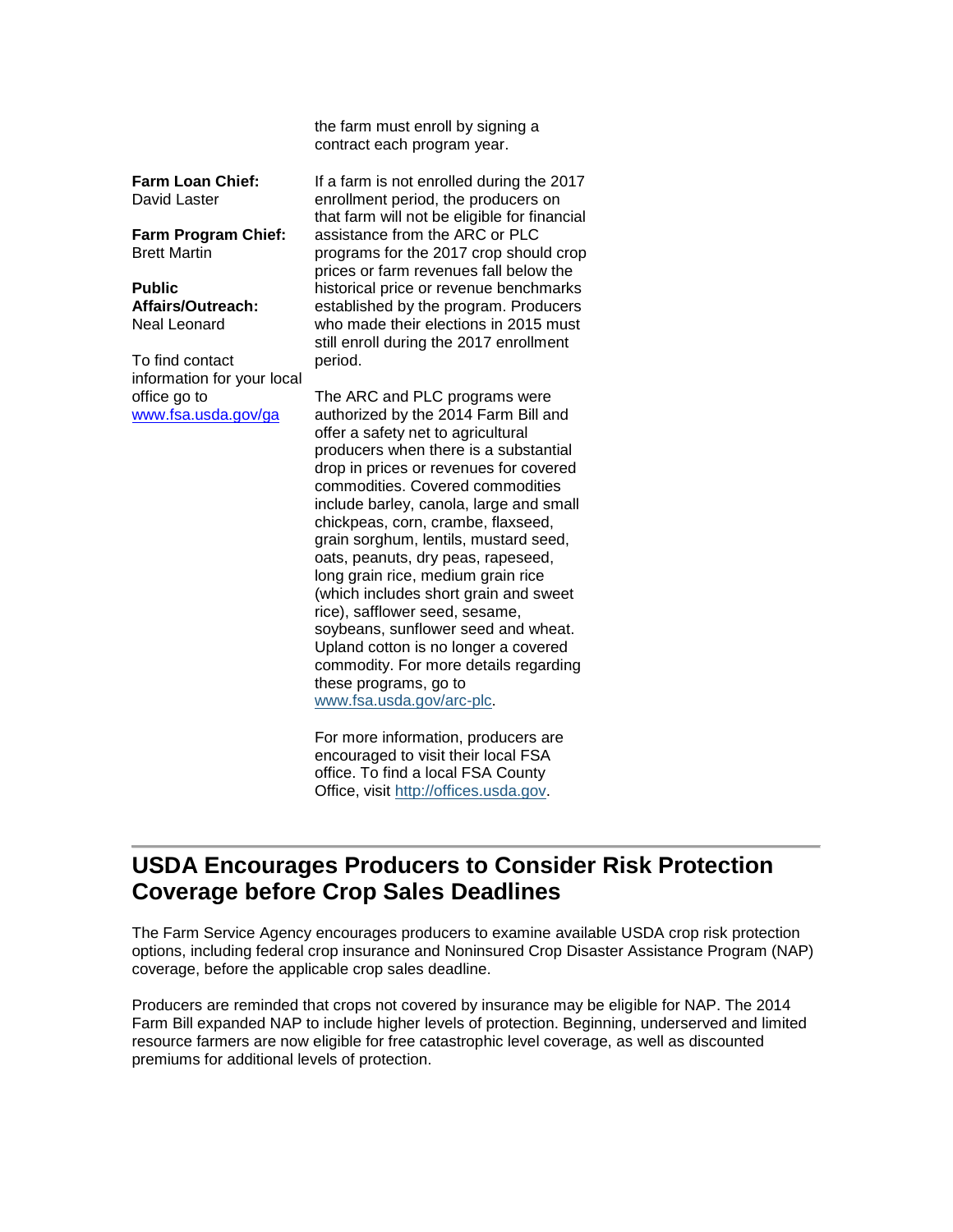**Farm Loan Chief:**
David Laster

**Farm Program Chief:**
Brett Martin

**Public Affairs/Outreach:**
Neal Leonard

To find contact information for your local office go to [www.fsa.usda.gov/ga](http://www.fsa.usda.gov/ga)

the farm must enroll by signing a contract each program year.

If a farm is not enrolled during the 2017 enrollment period, the producers on that farm will not be eligible for financial assistance from the ARC or PLC programs for the 2017 crop should crop prices or farm revenues fall below the historical price or revenue benchmarks established by the program. Producers who made their elections in 2015 must still enroll during the 2017 enrollment period.

The ARC and PLC programs were authorized by the 2014 Farm Bill and offer a safety net to agricultural producers when there is a substantial drop in prices or revenues for covered commodities. Covered commodities include barley, canola, large and small chickpeas, corn, crambe, flaxseed, grain sorghum, lentils, mustard seed, oats, peanuts, dry peas, rapeseed, long grain rice, medium grain rice (which includes short grain and sweet rice), safflower seed, sesame, soybeans, sunflower seed and wheat. Upland cotton is no longer a covered commodity. For more details regarding these programs, go to [www.fsa.usda.gov/arc-plc](http://www.fsa.usda.gov/arc-plc).

For more information, producers are encouraged to visit their local FSA office. To find a local FSA County Office, visit [http://offices.usda.gov](http://offices.usda.gov).

---

## USDA Encourages Producers to Consider Risk Protection Coverage before Crop Sales Deadlines

The Farm Service Agency encourages producers to examine available USDA crop risk protection options, including federal crop insurance and Noninsured Crop Disaster Assistance Program (NAP) coverage, before the applicable crop sales deadline.

Producers are reminded that crops not covered by insurance may be eligible for NAP. The 2014 Farm Bill expanded NAP to include higher levels of protection. Beginning, underserved and limited resource farmers are now eligible for free catastrophic level coverage, as well as discounted premiums for additional levels of protection.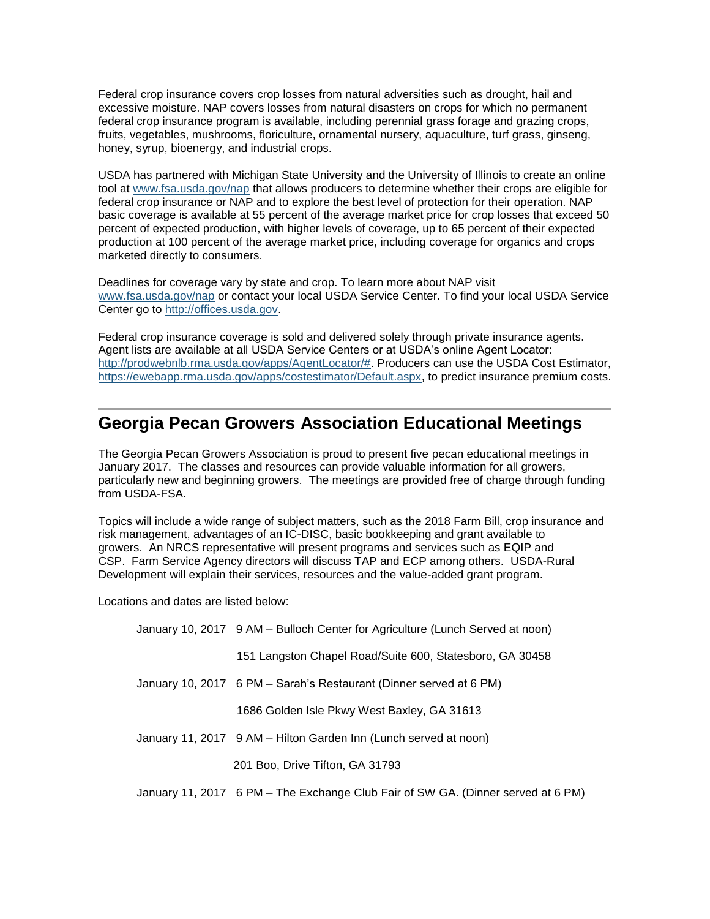Federal crop insurance covers crop losses from natural adversities such as drought, hail and excessive moisture. NAP covers losses from natural disasters on crops for which no permanent federal crop insurance program is available, including perennial grass forage and grazing crops, fruits, vegetables, mushrooms, floriculture, ornamental nursery, aquaculture, turf grass, ginseng, honey, syrup, bioenergy, and industrial crops.

USDA has partnered with Michigan State University and the University of Illinois to create an online tool at [www.fsa.usda.gov/nap](www.fsa.usda.gov/nap) that allows producers to determine whether their crops are eligible for federal crop insurance or NAP and to explore the best level of protection for their operation. NAP basic coverage is available at 55 percent of the average market price for crop losses that exceed 50 percent of expected production, with higher levels of coverage, up to 65 percent of their expected production at 100 percent of the average market price, including coverage for organics and crops marketed directly to consumers.

Deadlines for coverage vary by state and crop. To learn more about NAP visit [www.fsa.usda.gov/nap](www.fsa.usda.gov/nap) or contact your local USDA Service Center. To find your local USDA Service Center go to [http://offices.usda.gov](http://offices.usda.gov).

Federal crop insurance coverage is sold and delivered solely through private insurance agents. Agent lists are available at all USDA Service Centers or at USDA's online Agent Locator: [http://prodwebnlb.rma.usda.gov/apps/AgentLocator/#](http://prodwebnlb.rma.usda.gov/apps/AgentLocator/#). Producers can use the USDA Cost Estimator, [https://ewebapp.rma.usda.gov/apps/costestimator/Default.aspx](https://ewebapp.rma.usda.gov/apps/costestimator/Default.aspx), to predict insurance premium costs.

---

## Georgia Pecan Growers Association Educational Meetings

The Georgia Pecan Growers Association is proud to present five pecan educational meetings in January 2017. The classes and resources can provide valuable information for all growers, particularly new and beginning growers. The meetings are provided free of charge through funding from USDA-FSA.

Topics will include a wide range of subject matters, such as the 2018 Farm Bill, crop insurance and risk management, advantages of an IC-DISC, basic bookkeeping and grant available to growers. An NRCS representative will present programs and services such as EQIP and CSP. Farm Service Agency directors will discuss TAP and ECP among others. USDA-Rural Development will explain their services, resources and the value-added grant program.

Locations and dates are listed below:

January 10, 2017 9 AM – Bulloch Center for Agriculture (Lunch Served at noon)

151 Langston Chapel Road/Suite 600, Statesboro, GA 30458

January 10, 2017 6 PM – Sarah's Restaurant (Dinner served at 6 PM)

1686 Golden Isle Pkwy West Baxley, GA 31613

January 11, 2017 9 AM – Hilton Garden Inn (Lunch served at noon)

201 Boo, Drive Tifton, GA 31793

January 11, 2017 6 PM – The Exchange Club Fair of SW GA. (Dinner served at 6 PM)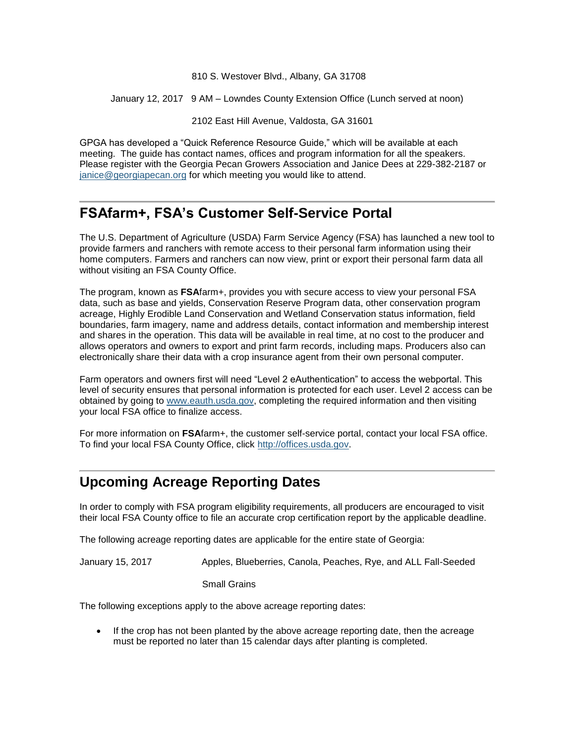810 S. Westover Blvd., Albany, GA 31708

January 12, 2017 9 AM – Lowndes County Extension Office (Lunch served at noon)

2102 East Hill Avenue, Valdosta, GA 31601

GPGA has developed a "Quick Reference Resource Guide," which will be available at each meeting. The guide has contact names, offices and program information for all the speakers. Please register with the Georgia Pecan Growers Association and Janice Dees at 229-382-2187 or janice@georgiapecan.org for which meeting you would like to attend.

## FSAfarm+, FSA's Customer Self-Service Portal

The U.S. Department of Agriculture (USDA) Farm Service Agency (FSA) has launched a new tool to provide farmers and ranchers with remote access to their personal farm information using their home computers. Farmers and ranchers can now view, print or export their personal farm data all without visiting an FSA County Office.

The program, known as **FSA**farm+, provides you with secure access to view your personal FSA data, such as base and yields, Conservation Reserve Program data, other conservation program acreage, Highly Erodible Land Conservation and Wetland Conservation status information, field boundaries, farm imagery, name and address details, contact information and membership interest and shares in the operation. This data will be available in real time, at no cost to the producer and allows operators and owners to export and print farm records, including maps. Producers also can electronically share their data with a crop insurance agent from their own personal computer.

Farm operators and owners first will need "Level 2 eAuthentication" to access the webportal. This level of security ensures that personal information is protected for each user. Level 2 access can be obtained by going to www.eauth.usda.gov, completing the required information and then visiting your local FSA office to finalize access.

For more information on **FSA**farm+, the customer self-service portal, contact your local FSA office. To find your local FSA County Office, click http://offices.usda.gov.

## Upcoming Acreage Reporting Dates

In order to comply with FSA program eligibility requirements, all producers are encouraged to visit their local FSA County office to file an accurate crop certification report by the applicable deadline.

The following acreage reporting dates are applicable for the entire state of Georgia:

January 15, 2017 Apples, Blueberries, Canola, Peaches, Rye, and ALL Fall-Seeded Small Grains

The following exceptions apply to the above acreage reporting dates:

- If the crop has not been planted by the above acreage reporting date, then the acreage must be reported no later than 15 calendar days after planting is completed.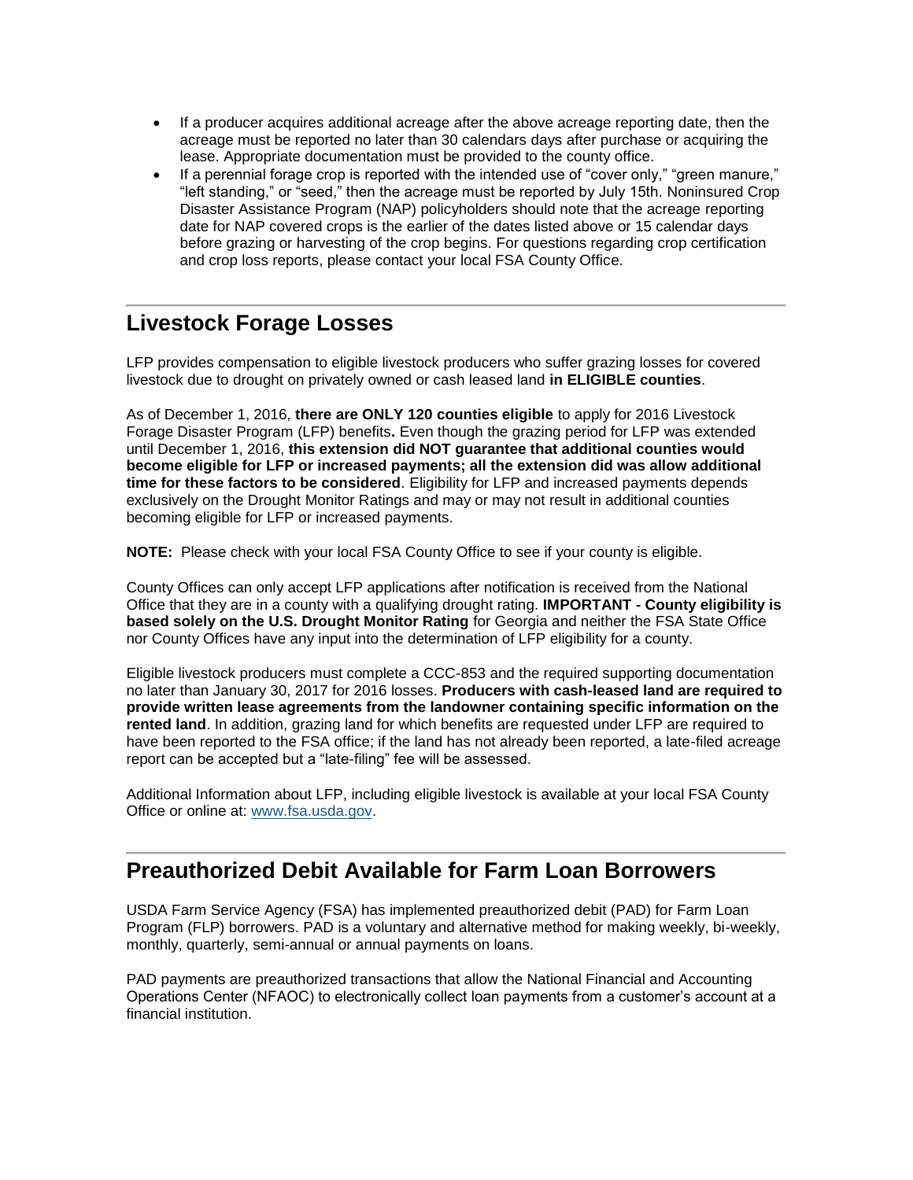- If a producer acquires additional acreage after the above acreage reporting date, then the acreage must be reported no later than 30 calendars days after purchase or acquiring the lease. Appropriate documentation must be provided to the county office.
- If a perennial forage crop is reported with the intended use of "cover only," "green manure," "left standing," or "seed," then the acreage must be reported by July 15th. Noninsured Crop Disaster Assistance Program (NAP) policyholders should note that the acreage reporting date for NAP covered crops is the earlier of the dates listed above or 15 calendar days before grazing or harvesting of the crop begins. For questions regarding crop certification and crop loss reports, please contact your local FSA County Office.

## Livestock Forage Losses

LFP provides compensation to eligible livestock producers who suffer grazing losses for covered livestock due to drought on privately owned or cash leased land **in ELIGIBLE counties**.

As of December 1, 2016, **there are ONLY 120 counties eligible** to apply for 2016 Livestock Forage Disaster Program (LFP) benefits**.** Even though the grazing period for LFP was extended until December 1, 2016, **this extension did NOT guarantee that additional counties would become eligible for LFP or increased payments; all the extension did was allow additional time for these factors to be considered**. Eligibility for LFP and increased payments depends exclusively on the Drought Monitor Ratings and may or may not result in additional counties becoming eligible for LFP or increased payments.

**NOTE:** Please check with your local FSA County Office to see if your county is eligible.

County Offices can only accept LFP applications after notification is received from the National Office that they are in a county with a qualifying drought rating. **IMPORTANT - County eligibility is based solely on the U.S. Drought Monitor Rating** for Georgia and neither the FSA State Office nor County Offices have any input into the determination of LFP eligibility for a county.

Eligible livestock producers must complete a CCC-853 and the required supporting documentation no later than January 30, 2017 for 2016 losses. **Producers with cash-leased land are required to provide written lease agreements from the landowner containing specific information on the rented land**. In addition, grazing land for which benefits are requested under LFP are required to have been reported to the FSA office; if the land has not already been reported, a late-filed acreage report can be accepted but a "late-filing" fee will be assessed.

Additional Information about LFP, including eligible livestock is available at your local FSA County Office or online at: [www.fsa.usda.gov](www.fsa.usda.gov).

## Preauthorized Debit Available for Farm Loan Borrowers

USDA Farm Service Agency (FSA) has implemented preauthorized debit (PAD) for Farm Loan Program (FLP) borrowers. PAD is a voluntary and alternative method for making weekly, bi-weekly, monthly, quarterly, semi-annual or annual payments on loans.

PAD payments are preauthorized transactions that allow the National Financial and Accounting Operations Center (NFAOC) to electronically collect loan payments from a customer's account at a financial institution.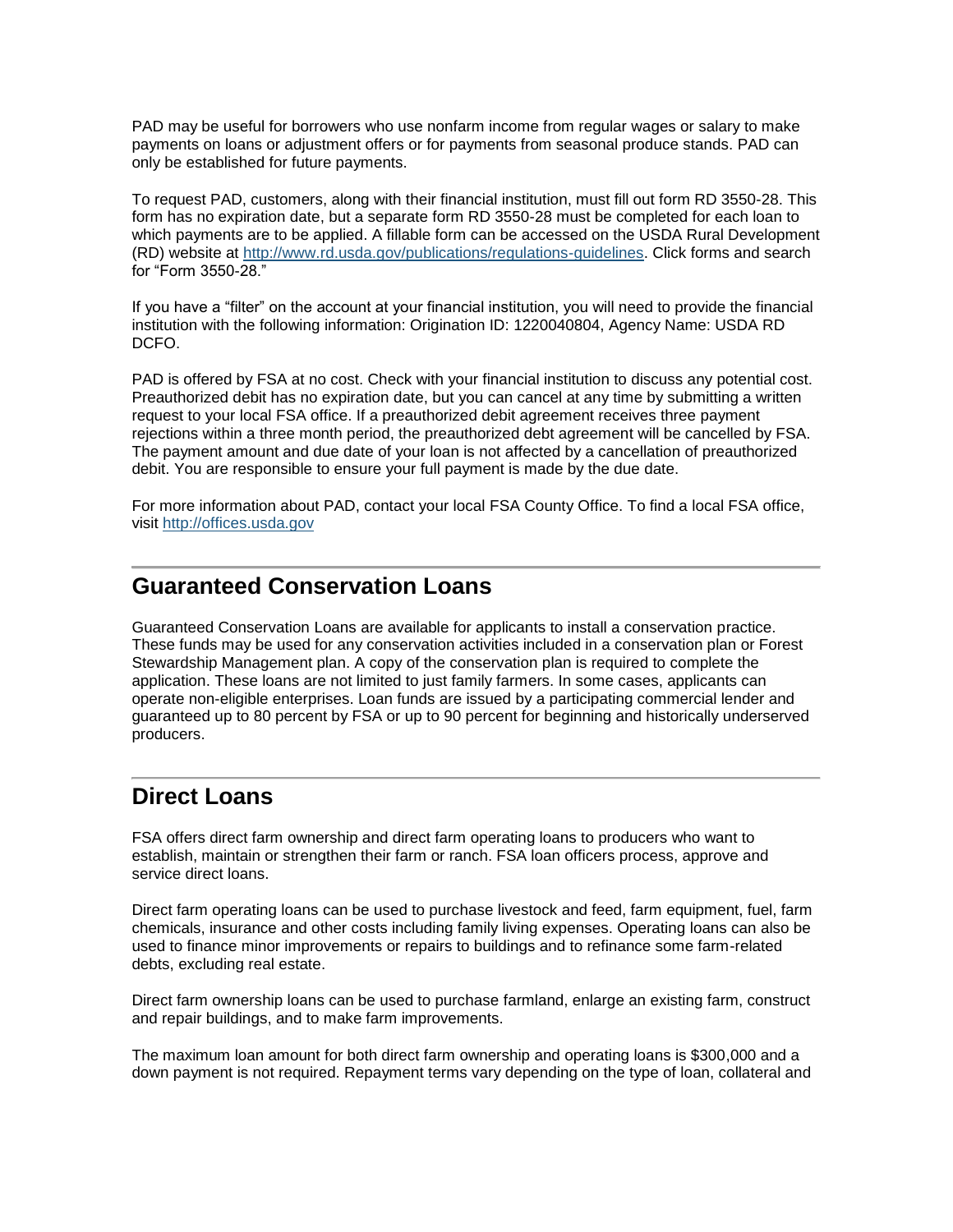PAD may be useful for borrowers who use nonfarm income from regular wages or salary to make payments on loans or adjustment offers or for payments from seasonal produce stands. PAD can only be established for future payments.

To request PAD, customers, along with their financial institution, must fill out form RD 3550-28. This form has no expiration date, but a separate form RD 3550-28 must be completed for each loan to which payments are to be applied. A fillable form can be accessed on the USDA Rural Development (RD) website at [http://www.rd.usda.gov/publications/regulations-guidelines](http://www.rd.usda.gov/publications/regulations-guidelines). Click forms and search for "Form 3550-28."

If you have a "filter" on the account at your financial institution, you will need to provide the financial institution with the following information: Origination ID: 1220040804, Agency Name: USDA RD DCFO.

PAD is offered by FSA at no cost. Check with your financial institution to discuss any potential cost. Preauthorized debit has no expiration date, but you can cancel at any time by submitting a written request to your local FSA office. If a preauthorized debit agreement receives three payment rejections within a three month period, the preauthorized debt agreement will be cancelled by FSA. The payment amount and due date of your loan is not affected by a cancellation of preauthorized debit. You are responsible to ensure your full payment is made by the due date.

For more information about PAD, contact your local FSA County Office. To find a local FSA office, visit [http://offices.usda.gov](http://offices.usda.gov)

## Guaranteed Conservation Loans

Guaranteed Conservation Loans are available for applicants to install a conservation practice. These funds may be used for any conservation activities included in a conservation plan or Forest Stewardship Management plan. A copy of the conservation plan is required to complete the application. These loans are not limited to just family farmers. In some cases, applicants can operate non-eligible enterprises. Loan funds are issued by a participating commercial lender and guaranteed up to 80 percent by FSA or up to 90 percent for beginning and historically underserved producers.

## Direct Loans

FSA offers direct farm ownership and direct farm operating loans to producers who want to establish, maintain or strengthen their farm or ranch. FSA loan officers process, approve and service direct loans.

Direct farm operating loans can be used to purchase livestock and feed, farm equipment, fuel, farm chemicals, insurance and other costs including family living expenses. Operating loans can also be used to finance minor improvements or repairs to buildings and to refinance some farm-related debts, excluding real estate.

Direct farm ownership loans can be used to purchase farmland, enlarge an existing farm, construct and repair buildings, and to make farm improvements.

The maximum loan amount for both direct farm ownership and operating loans is $300,000 and a down payment is not required. Repayment terms vary depending on the type of loan, collateral and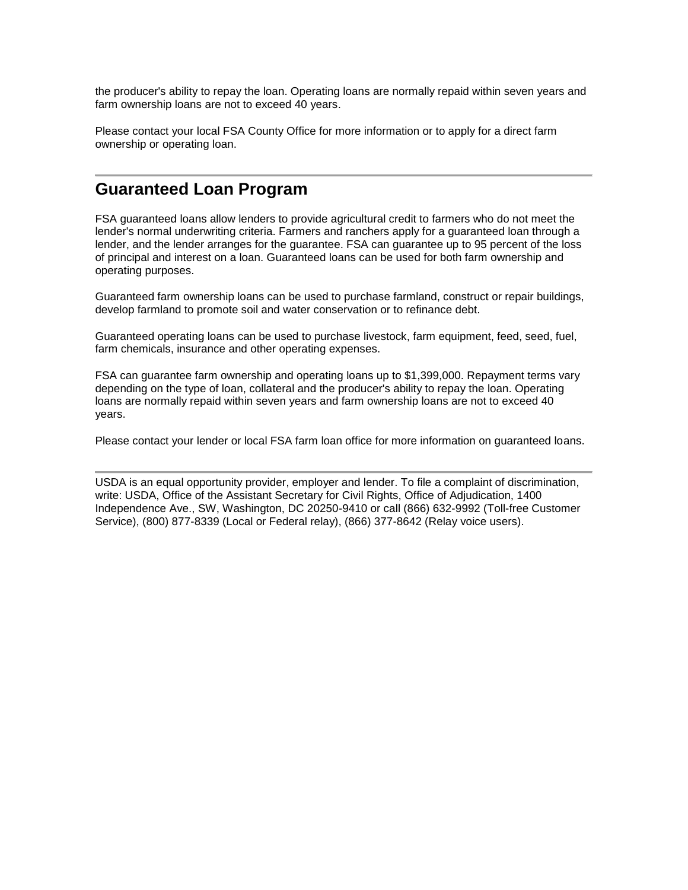the producer's ability to repay the loan. Operating loans are normally repaid within seven years and farm ownership loans are not to exceed 40 years.

Please contact your local FSA County Office for more information or to apply for a direct farm ownership or operating loan.

---

## Guaranteed Loan Program

FSA guaranteed loans allow lenders to provide agricultural credit to farmers who do not meet the lender's normal underwriting criteria. Farmers and ranchers apply for a guaranteed loan through a lender, and the lender arranges for the guarantee. FSA can guarantee up to 95 percent of the loss of principal and interest on a loan. Guaranteed loans can be used for both farm ownership and operating purposes.

Guaranteed farm ownership loans can be used to purchase farmland, construct or repair buildings, develop farmland to promote soil and water conservation or to refinance debt.

Guaranteed operating loans can be used to purchase livestock, farm equipment, feed, seed, fuel, farm chemicals, insurance and other operating expenses.

FSA can guarantee farm ownership and operating loans up to $1,399,000. Repayment terms vary depending on the type of loan, collateral and the producer's ability to repay the loan. Operating loans are normally repaid within seven years and farm ownership loans are not to exceed 40 years.

Please contact your lender or local FSA farm loan office for more information on guaranteed loans.

---

USDA is an equal opportunity provider, employer and lender. To file a complaint of discrimination, write: USDA, Office of the Assistant Secretary for Civil Rights, Office of Adjudication, 1400 Independence Ave., SW, Washington, DC 20250-9410 or call (866) 632-9992 (Toll-free Customer Service), (800) 877-8339 (Local or Federal relay), (866) 377-8642 (Relay voice users).